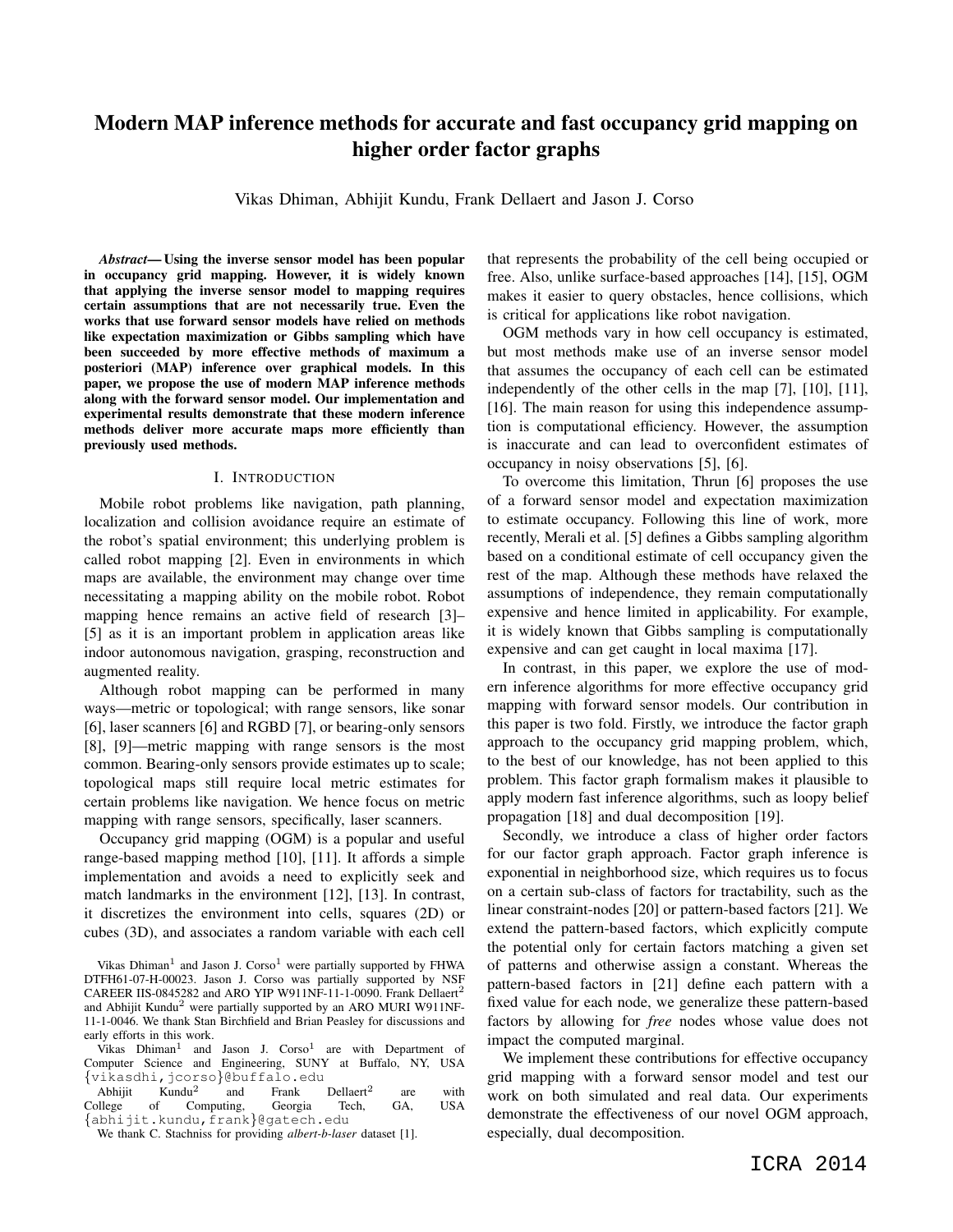# Modern MAP inference methods for accurate and fast occupancy grid mapping on higher order factor graphs

Vikas Dhiman, Abhijit Kundu, Frank Dellaert and Jason J. Corso

***Abstract*— Using the inverse sensor model has been popular in occupancy grid mapping. However, it is widely known that applying the inverse sensor model to mapping requires certain assumptions that are not necessarily true. Even the works that use forward sensor models have relied on methods like expectation maximization or Gibbs sampling which have been succeeded by more effective methods of maximum a posteriori (MAP) inference over graphical models. In this paper, we propose the use of modern MAP inference methods along with the forward sensor model. Our implementation and experimental results demonstrate that these modern inference methods deliver more accurate maps more efficiently than previously used methods.**

## I. INTRODUCTION

Mobile robot problems like navigation, path planning, localization and collision avoidance require an estimate of the robot's spatial environment; this underlying problem is called robot mapping [2]. Even in environments in which maps are available, the environment may change over time necessitating a mapping ability on the mobile robot. Robot mapping hence remains an active field of research [3]–[5] as it is an important problem in application areas like indoor autonomous navigation, grasping, reconstruction and augmented reality.

Although robot mapping can be performed in many ways—metric or topological; with range sensors, like sonar [6], laser scanners [6] and RGBD [7], or bearing-only sensors [8], [9]—metric mapping with range sensors is the most common. Bearing-only sensors provide estimates up to scale; topological maps still require local metric estimates for certain problems like navigation. We hence focus on metric mapping with range sensors, specifically, laser scanners.

Occupancy grid mapping (OGM) is a popular and useful range-based mapping method [10], [11]. It affords a simple implementation and avoids a need to explicitly seek and match landmarks in the environment [12], [13]. In contrast, it discretizes the environment into cells, squares (2D) or cubes (3D), and associates a random variable with each cell that represents the probability of the cell being occupied or free. Also, unlike surface-based approaches [14], [15], OGM makes it easier to query obstacles, hence collisions, which is critical for applications like robot navigation.

OGM methods vary in how cell occupancy is estimated, but most methods make use of an inverse sensor model that assumes the occupancy of each cell can be estimated independently of the other cells in the map [7], [10], [11], [16]. The main reason for using this independence assumption is computational efficiency. However, the assumption is inaccurate and can lead to overconfident estimates of occupancy in noisy observations [5], [6].

To overcome this limitation, Thrun [6] proposes the use of a forward sensor model and expectation maximization to estimate occupancy. Following this line of work, more recently, Merali et al. [5] defines a Gibbs sampling algorithm based on a conditional estimate of cell occupancy given the rest of the map. Although these methods have relaxed the assumptions of independence, they remain computationally expensive and hence limited in applicability. For example, it is widely known that Gibbs sampling is computationally expensive and can get caught in local maxima [17].

In contrast, in this paper, we explore the use of modern inference algorithms for more effective occupancy grid mapping with forward sensor models. Our contribution in this paper is two fold. Firstly, we introduce the factor graph approach to the occupancy grid mapping problem, which, to the best of our knowledge, has not been applied to this problem. This factor graph formalism makes it plausible to apply modern fast inference algorithms, such as loopy belief propagation [18] and dual decomposition [19].

Secondly, we introduce a class of higher order factors for our factor graph approach. Factor graph inference is exponential in neighborhood size, which requires us to focus on a certain sub-class of factors for tractability, such as the linear constraint-nodes [20] or pattern-based factors [21]. We extend the pattern-based factors, which explicitly compute the potential only for certain factors matching a given set of patterns and otherwise assign a constant. Whereas the pattern-based factors in [21] define each pattern with a fixed value for each node, we generalize these pattern-based factors by allowing for *free* nodes whose value does not impact the computed marginal.

We implement these contributions for effective occupancy grid mapping with a forward sensor model and test our work on both simulated and real data. Our experiments demonstrate the effectiveness of our novel OGM approach, especially, dual decomposition.

Vikas Dhiman[1] and Jason J. Corso[1] were partially supported by FHWA DTFH61-07-H-00023. Jason J. Corso was partially supported by NSF CAREER IIS-0845282 and ARO YIP W911NF-11-1-0090. Frank Dellaert[2] and Abhijit Kundu[2] were partially supported by an ARO MURI W911NF-11-1-0046. We thank Stan Birchfield and Brian Peasley for discussions and early efforts in this work.

Vikas Dhiman[1] and Jason J. Corso[1] are with Department of Computer Science and Engineering, SUNY at Buffalo, NY, USA {vikasdhi,jcorso}@buffalo.edu

Abhijit Kundu[2] and Frank Dellaert[2] are with College of Computing, Georgia Tech, GA, USA {abhijit.kundu,frank}@gatech.edu

We thank C. Stachniss for providing *albert-b-laser* dataset [1].

ICRA 2014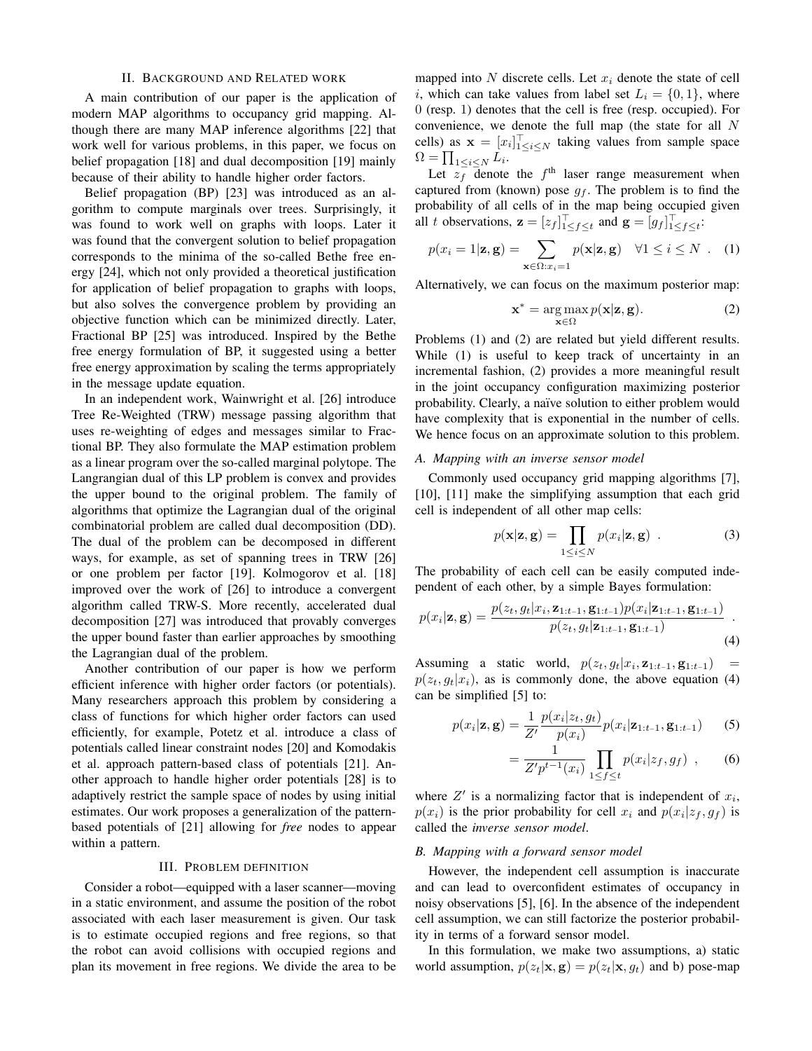## II. Background and Related work

A main contribution of our paper is the application of modern MAP algorithms to occupancy grid mapping. Although there are many MAP inference algorithms [22] that work well for various problems, in this paper, we focus on belief propagation [18] and dual decomposition [19] mainly because of their ability to handle higher order factors.

Belief propagation (BP) [23] was introduced as an algorithm to compute marginals over trees. Surprisingly, it was found to work well on graphs with loops. Later it was found that the convergent solution to belief propagation corresponds to the minima of the so-called Bethe free energy [24], which not only provided a theoretical justification for application of belief propagation to graphs with loops, but also solves the convergence problem by providing an objective function which can be minimized directly. Later, Fractional BP [25] was introduced. Inspired by the Bethe free energy formulation of BP, it suggested using a better free energy approximation by scaling the terms appropriately in the message update equation.

In an independent work, Wainwright et al. [26] introduce Tree Re-Weighted (TRW) message passing algorithm that uses re-weighting of edges and messages similar to Fractional BP. They also formulate the MAP estimation problem as a linear program over the so-called marginal polytope. The Langrangian dual of this LP problem is convex and provides the upper bound to the original problem. The family of algorithms that optimize the Lagrangian dual of the original combinatorial problem are called dual decomposition (DD). The dual of the problem can be decomposed in different ways, for example, as set of spanning trees in TRW [26] or one problem per factor [19]. Kolmogorov et al. [18] improved over the work of [26] to introduce a convergent algorithm called TRW-S. More recently, accelerated dual decomposition [27] was introduced that provably converges the upper bound faster than earlier approaches by smoothing the Lagrangian dual of the problem.

Another contribution of our paper is how we perform efficient inference with higher order factors (or potentials). Many researchers approach this problem by considering a class of functions for which higher order factors can used efficiently, for example, Potetz et al. introduce a class of potentials called linear constraint nodes [20] and Komodakis et al. approach pattern-based class of potentials [21]. Another approach to handle higher order potentials [28] is to adaptively restrict the sample space of nodes by using initial estimates. Our work proposes a generalization of the pattern-based potentials of [21] allowing for *free* nodes to appear within a pattern.

## III. Problem definition

Consider a robot—equipped with a laser scanner—moving in a static environment, and assume the position of the robot associated with each laser measurement is given. Our task is to estimate occupied regions and free regions, so that the robot can avoid collisions with occupied regions and plan its movement in free regions. We divide the area to be mapped into $N$ discrete cells. Let $x_i$ denote the state of cell $i$, which can take values from label set $L_i = \{0, 1\}$, where 0 (resp. 1) denotes that the cell is free (resp. occupied). For convenience, we denote the full map (the state for all $N$ cells) as $\mathbf{x} = [x_i]^\top_{1\le i\le N}$ taking values from sample space $\Omega = \prod_{1\le i\le N} L_i$.

Let $z_f$ denote the $f^{\text{th}}$ laser range measurement when captured from (known) pose $g_f$. The problem is to find the probability of all cells of in the map being occupied given all $t$ observations, $\mathbf{z} = [z_f]^\top_{1\le f\le t}$ and $\mathbf{g} = [g_f]^\top_{1\le f\le t}$:

$$p(x_i = 1|\mathbf{z}, \mathbf{g}) = \sum_{\mathbf{x}\in\Omega : x_i = 1} p(\mathbf{x}|\mathbf{z}, \mathbf{g}) \quad \forall 1 \le i \le N \ . \quad (1)$$

Alternatively, we can focus on the maximum posterior map:

$$\mathbf{x}^* = \underset{\mathbf{x}\in\Omega}{\arg\max}\, p(\mathbf{x}|\mathbf{z}, \mathbf{g}). \quad (2)$$

Problems (1) and (2) are related but yield different results. While (1) is useful to keep track of uncertainty in an incremental fashion, (2) provides a more meaningful result in the joint occupancy configuration maximizing posterior probability. Clearly, a naïve solution to either problem would have complexity that is exponential in the number of cells. We hence focus on an approximate solution to this problem.

### A. Mapping with an inverse sensor model

Commonly used occupancy grid mapping algorithms [7], [10], [11] make the simplifying assumption that each grid cell is independent of all other map cells:

$$p(\mathbf{x}|\mathbf{z}, \mathbf{g}) = \prod_{1\le i\le N} p(x_i|\mathbf{z}, \mathbf{g}) \ . \quad (3)$$

The probability of each cell can be easily computed independent of each other, by a simple Bayes formulation:

$$p(x_i|\mathbf{z}, \mathbf{g}) = \frac{p(z_t, g_t|x_i, \mathbf{z}_{1:t-1}, \mathbf{g}_{1:t-1})p(x_i|\mathbf{z}_{1:t-1}, \mathbf{g}_{1:t-1})}{p(z_t, g_t|\mathbf{z}_{1:t-1}, \mathbf{g}_{1:t-1})} \ . \quad (4)$$

Assuming a static world, $p(z_t, g_t|x_i, \mathbf{z}_{1:t-1}, \mathbf{g}_{1:t-1}) = p(z_t, g_t|x_i)$, as is commonly done, the above equation (4) can be simplified [5] to:

$$p(x_i|\mathbf{z}, \mathbf{g}) = \frac{1}{Z'}\frac{p(x_i|z_t, g_t)}{p(x_i)} p(x_i|\mathbf{z}_{1:t-1}, \mathbf{g}_{1:t-1}) \quad (5)$$

$$= \frac{1}{Z' p^{t-1}(x_i)} \prod_{1\le f\le t} p(x_i|z_f, g_f) \ , \quad (6)$$

where $Z'$ is a normalizing factor that is independent of $x_i$, $p(x_i)$ is the prior probability for cell $x_i$ and $p(x_i|z_f, g_f)$ is called the *inverse sensor model*.

### B. Mapping with a forward sensor model

However, the independent cell assumption is inaccurate and can lead to overconfident estimates of occupancy in noisy observations [5], [6]. In the absence of the independent cell assumption, we can still factorize the posterior probability in terms of a forward sensor model.

In this formulation, we make two assumptions, a) static world assumption, $p(z_t|\mathbf{x}, \mathbf{g}) = p(z_t|\mathbf{x}, g_t)$ and b) pose-map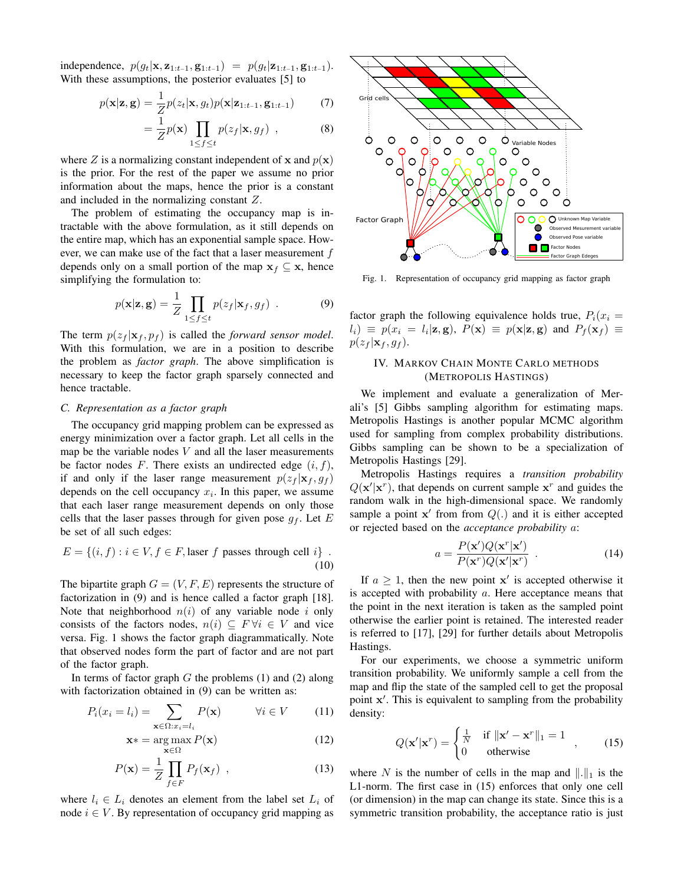independence, $p(g_t|\mathbf{x}, \mathbf{z}_{1:t-1}, \mathbf{g}_{1:t-1}) = p(g_t|\mathbf{z}_{1:t-1}, \mathbf{g}_{1:t-1})$. With these assumptions, the posterior evaluates [5] to

$$p(\mathbf{x}|\mathbf{z}, \mathbf{g}) = \frac{1}{Z} p(z_t|\mathbf{x}, g_t) p(\mathbf{x}|\mathbf{z}_{1:t-1}, \mathbf{g}_{1:t-1}) \tag{7}$$

$$= \frac{1}{Z} p(\mathbf{x}) \prod_{1 \leq f \leq t} p(z_f|\mathbf{x}, g_f) \ , \tag{8}$$

where $Z$ is a normalizing constant independent of $\mathbf{x}$ and $p(\mathbf{x})$ is the prior. For the rest of the paper we assume no prior information about the maps, hence the prior is a constant and included in the normalizing constant $Z$.

The problem of estimating the occupancy map is intractable with the above formulation, as it still depends on the entire map, which has an exponential sample space. However, we can make use of the fact that a laser measurement $f$ depends only on a small portion of the map $\mathbf{x}_f \subseteq \mathbf{x}$, hence simplifying the formulation to:

$$p(\mathbf{x}|\mathbf{z}, \mathbf{g}) = \frac{1}{Z} \prod_{1 \leq f \leq t} p(z_f|\mathbf{x}_f, g_f) \ . \tag{9}$$

The term $p(z_f|\mathbf{x}_f, p_f)$ is called the *forward sensor model*. With this formulation, we are in a position to describe the problem as *factor graph*. The above simplification is necessary to keep the factor graph sparsely connected and hence tractable.

### C. Representation as a factor graph

The occupancy grid mapping problem can be expressed as energy minimization over a factor graph. Let all cells in the map be the variable nodes $V$ and all the laser measurements be factor nodes $F$. There exists an undirected edge $(i, f)$, if and only if the laser range measurement $p(z_f|\mathbf{x}_f, g_f)$ depends on the cell occupancy $x_i$. In this paper, we assume that each laser range measurement depends on only those cells that the laser passes through for given pose $g_f$. Let $E$ be set of all such edges:

$$E = \{(i, f) : i \in V, f \in F, \text{laser } f \text{ passes through cell } i\} \ . \tag{10}$$

The bipartite graph $G = (V, F, E)$ represents the structure of factorization in (9) and is hence called a factor graph [18]. Note that neighborhood $n(i)$ of any variable node $i$ only consists of the factors nodes, $n(i) \subseteq F \, \forall i \in V$ and vice versa. Fig. 1 shows the factor graph diagrammatically. Note that observed nodes form the part of factor and are not part of the factor graph.

In terms of factor graph $G$ the problems (1) and (2) along with factorization obtained in (9) can be written as:

$$P_i(x_i = l_i) = \sum_{\mathbf{x} \in \Omega : x_i = l_i} P(\mathbf{x}) \qquad \forall i \in V \tag{11}$$

$$\mathbf{x}* = \arg\max_{\mathbf{x} \in \Omega} P(\mathbf{x}) \tag{12}$$

$$P(\mathbf{x}) = \frac{1}{Z} \prod_{f \in F} P_f(\mathbf{x}_f) \ , \tag{13}$$

where $l_i \in L_i$ denotes an element from the label set $L_i$ of node $i \in V$. By representation of occupancy grid mapping as factor graph the following equivalence holds true, $P_i(x_i = l_i) \equiv p(x_i = l_i|\mathbf{z}, \mathbf{g})$, $P(\mathbf{x}) \equiv p(\mathbf{x}|\mathbf{z}, \mathbf{g})$ and $P_f(\mathbf{x}_f) \equiv p(z_f|\mathbf{x}_f, g_f)$.

Fig. 1. Representation of occupancy grid mapping as factor graph

## IV. Markov Chain Monte Carlo Methods (Metropolis Hastings)

We implement and evaluate a generalization of Merali's [5] Gibbs sampling algorithm for estimating maps. Metropolis Hastings is another popular MCMC algorithm used for sampling from complex probability distributions. Gibbs sampling can be shown to be a specialization of Metropolis Hastings [29].

Metropolis Hastings requires a *transition probability* $Q(\mathbf{x}'|\mathbf{x}^r)$, that depends on current sample $\mathbf{x}^r$ and guides the random walk in the high-dimensional space. We randomly sample a point $\mathbf{x}'$ from from $Q(.)$ and it is either accepted or rejected based on the *acceptance probability* $a$:

$$a = \frac{P(\mathbf{x}')Q(\mathbf{x}^r|\mathbf{x}')}{P(\mathbf{x}^r)Q(\mathbf{x}'|\mathbf{x}^r)} \ . \tag{14}$$

If $a \geq 1$, then the new point $\mathbf{x}'$ is accepted otherwise it is accepted with probability $a$. Here acceptance means that the point in the next iteration is taken as the sampled point otherwise the earlier point is retained. The interested reader is referred to [17], [29] for further details about Metropolis Hastings.

For our experiments, we choose a symmetric uniform transition probability. We uniformly sample a cell from the map and flip the state of the sampled cell to get the proposal point $\mathbf{x}'$. This is equivalent to sampling from the probability density:

$$Q(\mathbf{x}'|\mathbf{x}^r) = \begin{cases} \frac{1}{N} & \text{if } \|\mathbf{x}' - \mathbf{x}^r\|_1 = 1 \\ 0 & \text{otherwise} \end{cases} \ , \tag{15}$$

where $N$ is the number of cells in the map and $\|.\|_1$ is the L1-norm. The first case in (15) enforces that only one cell (or dimension) in the map can change its state. Since this is a symmetric transition probability, the acceptance ratio is just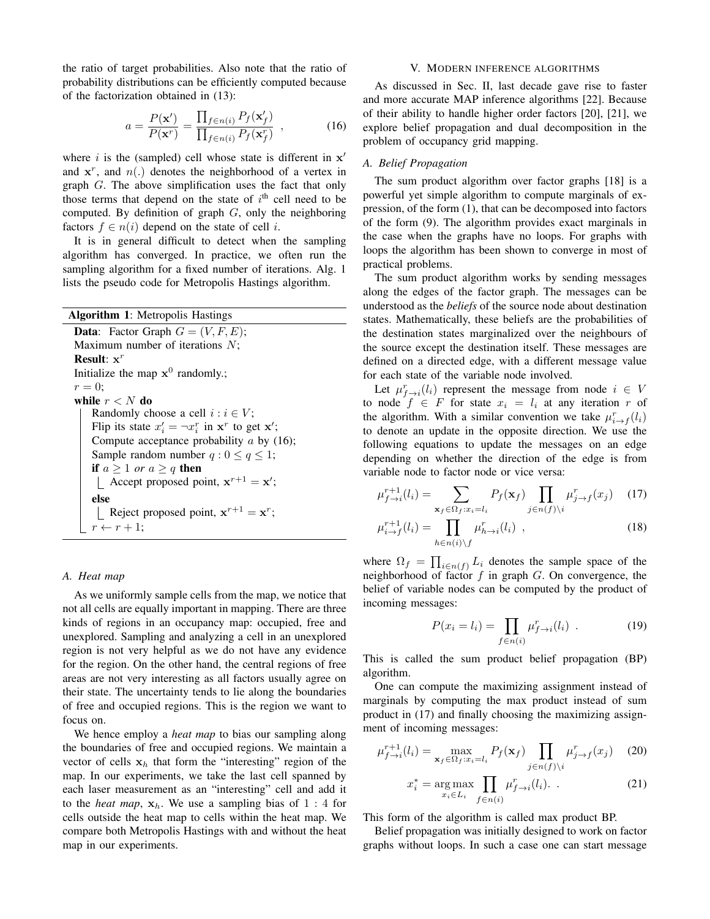the ratio of target probabilities. Also note that the ratio of probability distributions can be efficiently computed because of the factorization obtained in (13):

$$a = \frac{P(\mathbf{x}')}{P(\mathbf{x}^r)} = \frac{\prod_{f \in n(i)} P_f(\mathbf{x}'_f)}{\prod_{f \in n(i)} P_f(\mathbf{x}^r_f)} \ , \tag{16}$$

where $i$ is the (sampled) cell whose state is different in $\mathbf{x}'$ and $\mathbf{x}^r$, and $n(.)$ denotes the neighborhood of a vertex in graph $G$. The above simplification uses the fact that only those terms that depend on the state of $i^{\text{th}}$ cell need to be computed. By definition of graph $G$, only the neighboring factors $f \in n(i)$ depend on the state of cell $i$.

It is in general difficult to detect when the sampling algorithm has converged. In practice, we often run the sampling algorithm for a fixed number of iterations. Alg. 1 lists the pseudo code for Metropolis Hastings algorithm.

**Algorithm 1**: Metropolis Hastings

```
Data: Factor Graph G = (V, F, E);
Maximum number of iterations N;
Result: x^r
Initialize the map x^0 randomly.;
r = 0;
while r < N do
    Randomly choose a cell i : i ∈ V;
    Flip its state x'_i = ¬x^r_i in x^r to get x';
    Compute acceptance probability a by (16);
    Sample random number q : 0 ≤ q ≤ 1;
    if a ≥ 1 or a ≥ q then
        Accept proposed point, x^{r+1} = x';
    else
        Reject proposed point, x^{r+1} = x^r;
    r ← r + 1;
```

### A. Heat map

As we uniformly sample cells from the map, we notice that not all cells are equally important in mapping. There are three kinds of regions in an occupancy map: occupied, free and unexplored. Sampling and analyzing a cell in an unexplored region is not very helpful as we do not have any evidence for the region. On the other hand, the central regions of free areas are not very interesting as all factors usually agree on their state. The uncertainty tends to lie along the boundaries of free and occupied regions. This is the region we want to focus on.

We hence employ a *heat map* to bias our sampling along the boundaries of free and occupied regions. We maintain a vector of cells $\mathbf{x}_h$ that form the "interesting" region of the map. In our experiments, we take the last cell spanned by each laser measurement as an "interesting" cell and add it to the *heat map*, $\mathbf{x}_h$. We use a sampling bias of $1:4$ for cells outside the heat map to cells within the heat map. We compare both Metropolis Hastings with and without the heat map in our experiments.

## V. Modern inference algorithms

As discussed in Sec. II, last decade gave rise to faster and more accurate MAP inference algorithms [22]. Because of their ability to handle higher order factors [20], [21], we explore belief propagation and dual decomposition in the problem of occupancy grid mapping.

### A. Belief Propagation

The sum product algorithm over factor graphs [18] is a powerful yet simple algorithm to compute marginals of expression, of the form (1), that can be decomposed into factors of the form (9). The algorithm provides exact marginals in the case when the graphs have no loops. For graphs with loops the algorithm has been shown to converge in most of practical problems.

The sum product algorithm works by sending messages along the edges of the factor graph. The messages can be understood as the *beliefs* of the source node about destination states. Mathematically, these beliefs are the probabilities of the destination states marginalized over the neighbours of the source except the destination itself. These messages are defined on a directed edge, with a different message value for each state of the variable node involved.

Let $\mu^r_{f \to i}(l_i)$ represent the message from node $i \in V$ to node $f \in F$ for state $x_i = l_i$ at any iteration $r$ of the algorithm. With a similar convention we take $\mu^r_{i \to f}(l_i)$ to denote an update in the opposite direction. We use the following equations to update the messages on an edge depending on whether the direction of the edge is from variable node to factor node or vice versa:

$$\mu^{r+1}_{f \to i}(l_i) = \sum_{\mathbf{x}_f \in \Omega_f : x_i = l_i} P_f(\mathbf{x}_f) \prod_{j \in n(f) \setminus i} \mu^r_{j \to f}(x_j) \tag{17}$$

$$\mu^{r+1}_{i \to f}(l_i) = \prod_{h \in n(i) \setminus f} \mu^r_{h \to i}(l_i) \ , \tag{18}$$

where $\Omega_f = \prod_{i \in n(f)} L_i$ denotes the sample space of the neighborhood of factor $f$ in graph $G$. On convergence, the belief of variable nodes can be computed by the product of incoming messages:

$$P(x_i = l_i) = \prod_{f \in n(i)} \mu^r_{f \to i}(l_i) \ . \tag{19}$$

This is called the sum product belief propagation (BP) algorithm.

One can compute the maximizing assignment instead of marginals by computing the max product instead of sum product in (17) and finally choosing the maximizing assignment of incoming messages:

$$\mu^{r+1}_{f \to i}(l_i) = \max_{\mathbf{x}_f \in \Omega_f : x_i = l_i} P_f(\mathbf{x}_f) \prod_{j \in n(f) \setminus i} \mu^r_{j \to f}(x_j) \tag{20}$$

$$x^*_i = \operatorname*{arg\,max}_{x_i \in L_i} \prod_{f \in n(i)} \mu^r_{f \to i}(l_i). \ . \tag{21}$$

This form of the algorithm is called max product BP.

Belief propagation was initially designed to work on factor graphs without loops. In such a case one can start message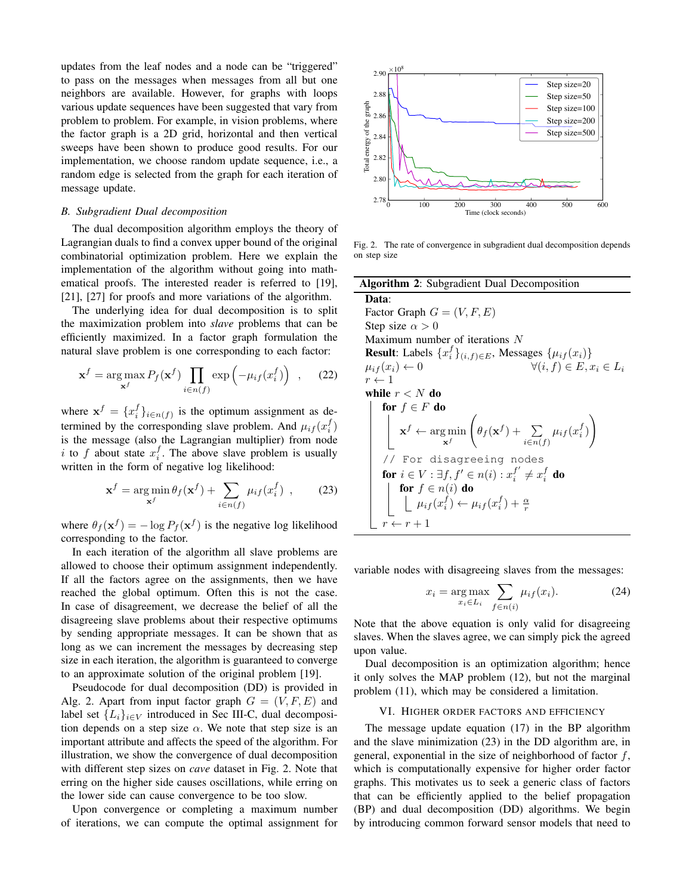updates from the leaf nodes and a node can be "triggered" to pass on the messages when messages from all but one neighbors are available. However, for graphs with loops various update sequences have been suggested that vary from problem to problem. For example, in vision problems, where the factor graph is a 2D grid, horizontal and then vertical sweeps have been shown to produce good results. For our implementation, we choose random update sequence, i.e., a random edge is selected from the graph for each iteration of message update.

### B. Subgradient Dual decomposition

The dual decomposition algorithm employs the theory of Lagrangian duals to find a convex upper bound of the original combinatorial optimization problem. Here we explain the implementation of the algorithm without going into mathematical proofs. The interested reader is referred to [19], [21], [27] for proofs and more variations of the algorithm.

The underlying idea for dual decomposition is to split the maximization problem into *slave* problems that can be efficiently maximized. In a factor graph formulation the natural slave problem is one corresponding to each factor:

$$\mathbf{x}^f = \arg\max_{\mathbf{x}^f} P_f(\mathbf{x}^f) \prod_{i \in n(f)} \exp\left(-\mu_{if}(x_i^f)\right) \quad , \qquad (22)$$

where $\mathbf{x}^f = \{x_i^f\}_{i \in n(f)}$ is the optimum assignment as determined by the corresponding slave problem. And $\mu_{if}(x_i^f)$ is the message (also the Lagrangian multiplier) from node $i$ to $f$ about state $x_i^f$. The above slave problem is usually written in the form of negative log likelihood:

$$\mathbf{x}^f = \arg\min_{\mathbf{x}^f} \theta_f(\mathbf{x}^f) + \sum_{i \in n(f)} \mu_{if}(x_i^f) \quad , \qquad (23)$$

where $\theta_f(\mathbf{x}^f) = -\log P_f(\mathbf{x}^f)$ is the negative log likelihood corresponding to the factor.

In each iteration of the algorithm all slave problems are allowed to choose their optimum assignment independently. If all the factors agree on the assignments, then we have reached the global optimum. Often this is not the case. In case of disagreement, we decrease the belief of all the disagreeing slave problems about their respective optimums by sending appropriate messages. It can be shown that as long as we can increment the messages by decreasing step size in each iteration, the algorithm is guaranteed to converge to an approximate solution of the original problem [19].

Pseudocode for dual decomposition (DD) is provided in Alg. 2. Apart from input factor graph $G = (V, F, E)$ and label set $\{L_i\}_{i \in V}$ introduced in Sec III-C, dual decomposition depends on a step size $\alpha$. We note that step size is an important attribute and affects the speed of the algorithm. For illustration, we show the convergence of dual decomposition with different step sizes on *cave* dataset in Fig. 2. Note that erring on the higher side causes oscillations, while erring on the lower side can cause convergence to be too slow.

Upon convergence or completing a maximum number of iterations, we can compute the optimal assignment for variable nodes with disagreeing slaves from the messages:

$$x_i = \arg\max_{x_i \in L_i} \sum_{f \in n(i)} \mu_{if}(x_i). \qquad (24)$$

Note that the above equation is only valid for disagreeing slaves. When the slaves agree, we can simply pick the agreed upon value.

Dual decomposition is an optimization algorithm; hence it only solves the MAP problem (12), but not the marginal problem (11), which may be considered a limitation.

Fig. 2. The rate of convergence in subgradient dual decomposition depends on step size

**Algorithm 2**: Subgradient Dual Decomposition

**Data**:
Factor Graph $G = (V, F, E)$
Step size $\alpha > 0$
Maximum number of iterations $N$
**Result**: Labels $\{x_i^f\}_{(i,f) \in E}$, Messages $\{\mu_{if}(x_i)\}$

```
μ_if(x_i) ← 0                    ∀(i, f) ∈ E, x_i ∈ L_i
r ← 1
while r < N do
    for f ∈ F do
        x^f ← argmin_{x^f} ( θ_f(x^f) + Σ_{i∈n(f)} μ_if(x_i^f) )
    // For disagreeing nodes
    for i ∈ V : ∃f, f' ∈ n(i) : x_i^{f'} ≠ x_i^f do
        for f ∈ n(i) do
            μ_if(x_i^f) ← μ_if(x_i^f) + α/r
    r ← r + 1
```

## VI. Higher order factors and efficiency

The message update equation (17) in the BP algorithm and the slave minimization (23) in the DD algorithm are, in general, exponential in the size of neighborhood of factor $f$, which is computationally expensive for higher order factor graphs. This motivates us to seek a generic class of factors that can be efficiently applied to the belief propagation (BP) and dual decomposition (DD) algorithms. We begin by introducing common forward sensor models that need to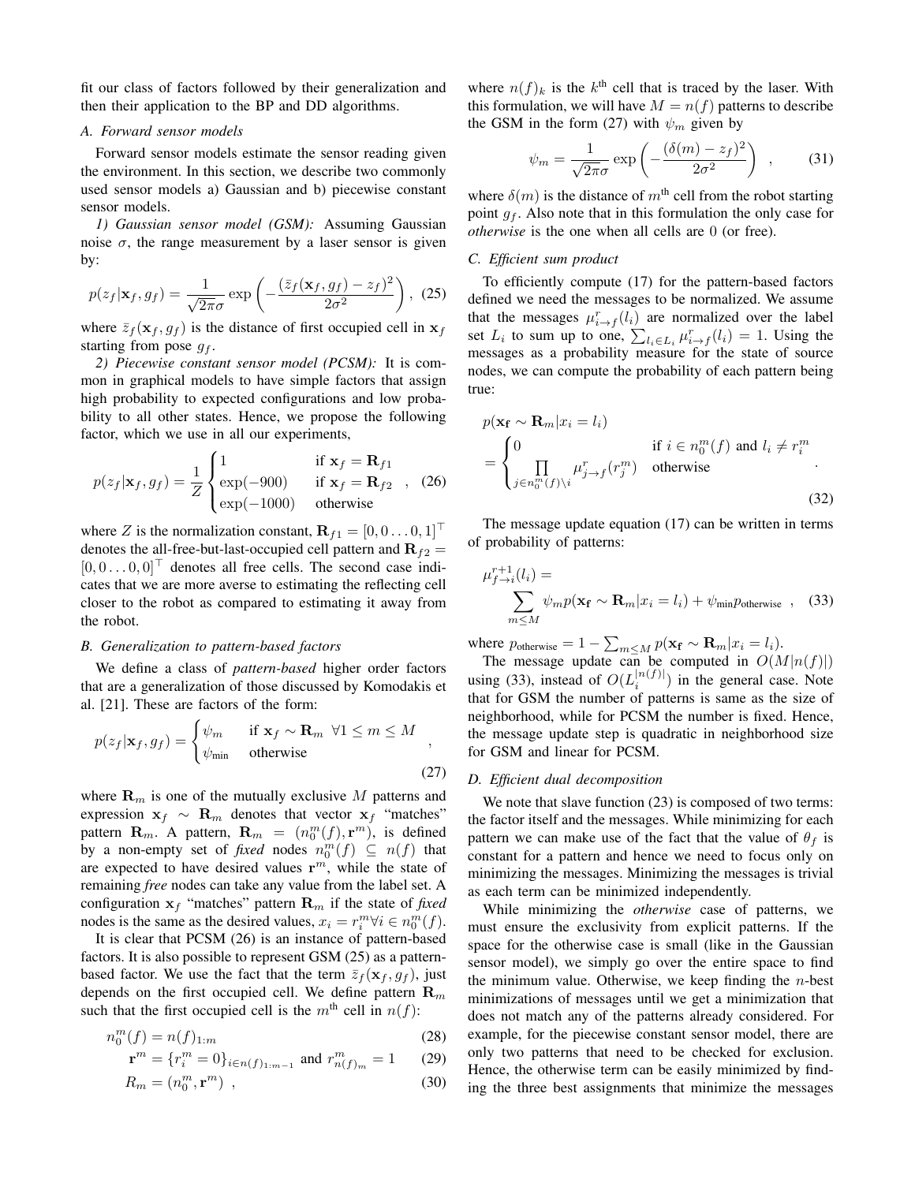fit our class of factors followed by their generalization and then their application to the BP and DD algorithms.

### A. Forward sensor models

Forward sensor models estimate the sensor reading given the environment. In this section, we describe two commonly used sensor models a) Gaussian and b) piecewise constant sensor models.

*1) Gaussian sensor model (GSM):* Assuming Gaussian noise $\sigma$, the range measurement by a laser sensor is given by:

$$p(z_f|\mathbf{x}_f, g_f) = \frac{1}{\sqrt{2\pi}\sigma} \exp\left(-\frac{(\bar{z}_f(\mathbf{x}_f, g_f) - z_f)^2}{2\sigma^2}\right), \quad (25)$$

where $\bar{z}_f(\mathbf{x}_f, g_f)$ is the distance of first occupied cell in $\mathbf{x}_f$ starting from pose $g_f$.

*2) Piecewise constant sensor model (PCSM):* It is common in graphical models to have simple factors that assign high probability to expected configurations and low probability to all other states. Hence, we propose the following factor, which we use in all our experiments,

$$p(z_f|\mathbf{x}_f, g_f) = \frac{1}{Z}\begin{cases} 1 & \text{if } \mathbf{x}_f = \mathbf{R}_{f1} \\ \exp(-900) & \text{if } \mathbf{x}_f = \mathbf{R}_{f2} \\ \exp(-1000) & \text{otherwise} \end{cases}, \quad (26)$$

where $Z$ is the normalization constant, $\mathbf{R}_{f1} = [0, 0 \ldots 0, 1]^\top$ denotes the all-free-but-last-occupied cell pattern and $\mathbf{R}_{f2} = [0, 0 \ldots 0, 0]^\top$ denotes all free cells. The second case indicates that we are more averse to estimating the reflecting cell closer to the robot as compared to estimating it away from the robot.

### B. Generalization to pattern-based factors

We define a class of *pattern-based* higher order factors that are a generalization of those discussed by Komodakis et al. [21]. These are factors of the form:

$$p(z_f|\mathbf{x}_f, g_f) = \begin{cases} \psi_m & \text{if } \mathbf{x}_f \sim \mathbf{R}_m \;\; \forall 1 \le m \le M \\ \psi_{\text{min}} & \text{otherwise} \end{cases}, \quad (27)$$

where $\mathbf{R}_m$ is one of the mutually exclusive $M$ patterns and expression $\mathbf{x}_f \sim \mathbf{R}_m$ denotes that vector $\mathbf{x}_f$ "matches" pattern $\mathbf{R}_m$. A pattern, $\mathbf{R}_m = (n_0^m(f), \mathbf{r}^m)$, is defined by a non-empty set of *fixed* nodes $n_0^m(f) \subseteq n(f)$ that are expected to have desired values $\mathbf{r}^m$, while the state of remaining *free* nodes can take any value from the label set. A configuration $\mathbf{x}_f$ "matches" pattern $\mathbf{R}_m$ if the state of *fixed* nodes is the same as the desired values, $x_i = r_i^m \forall i \in n_0^m(f)$.

It is clear that PCSM (26) is an instance of pattern-based factors. It is also possible to represent GSM (25) as a pattern-based factor. We use the fact that the term $\bar{z}_f(\mathbf{x}_f, g_f)$, just depends on the first occupied cell. We define pattern $\mathbf{R}_m$ such that the first occupied cell is the $m^{\text{th}}$ cell in $n(f)$:

$$n_0^m(f) = n(f)_{1:m} \quad (28)$$

$$\mathbf{r}^m = \{r_i^m = 0\}_{i \in n(f)_{1:m-1}} \text{ and } r_{n(f)_m}^m = 1 \quad (29)$$

$$R_m = (n_0^m, \mathbf{r}^m) \;, \quad (30)$$

where $n(f)_k$ is the $k^{\text{th}}$ cell that is traced by the laser. With this formulation, we will have $M = n(f)$ patterns to describe the GSM in the form (27) with $\psi_m$ given by

$$\psi_m = \frac{1}{\sqrt{2\pi}\sigma} \exp\left(-\frac{(\delta(m) - z_f)^2}{2\sigma^2}\right) \;, \quad (31)$$

where $\delta(m)$ is the distance of $m^{\text{th}}$ cell from the robot starting point $g_f$. Also note that in this formulation the only case for *otherwise* is the one when all cells are 0 (or free).

### C. Efficient sum product

To efficiently compute (17) for the pattern-based factors defined we need the messages to be normalized. We assume that the messages $\mu_{i\to f}^r(l_i)$ are normalized over the label set $L_i$ to sum up to one, $\sum_{l_i \in L_i} \mu_{i\to f}^r(l_i) = 1$. Using the messages as a probability measure for the state of source nodes, we can compute the probability of each pattern being true:

$$p(\mathbf{x_f} \sim \mathbf{R}_m | x_i = l_i) = \begin{cases} 0 & \text{if } i \in n_0^m(f) \text{ and } l_i \neq r_i^m \\ \prod\limits_{j \in n_0^m(f)\setminus i} \mu_{j\to f}^r(r_j^m) & \text{otherwise} \end{cases}. \quad (32)$$

The message update equation (17) can be written in terms of probability of patterns:

$$\mu_{f\to i}^{r+1}(l_i) = \sum_{m \le M} \psi_m p(\mathbf{x_f} \sim \mathbf{R}_m | x_i = l_i) + \psi_{\text{min}} p_{\text{otherwise}} \;, \quad (33)$$

where $p_{\text{otherwise}} = 1 - \sum_{m \le M} p(\mathbf{x_f} \sim \mathbf{R}_m | x_i = l_i)$.

The message update can be computed in $O(M|n(f)|)$ using (33), instead of $O(L_i^{|n(f)|})$ in the general case. Note that for GSM the number of patterns is same as the size of neighborhood, while for PCSM the number is fixed. Hence, the message update step is quadratic in neighborhood size for GSM and linear for PCSM.

### D. Efficient dual decomposition

We note that slave function (23) is composed of two terms: the factor itself and the messages. While minimizing for each pattern we can make use of the fact that the value of $\theta_f$ is constant for a pattern and hence we need to focus only on minimizing the messages. Minimizing the messages is trivial as each term can be minimized independently.

While minimizing the *otherwise* case of patterns, we must ensure the exclusivity from explicit patterns. If the space for the otherwise case is small (like in the Gaussian sensor model), we simply go over the entire space to find the minimum value. Otherwise, we keep finding the $n$-best minimizations of messages until we get a minimization that does not match any of the patterns already considered. For example, for the piecewise constant sensor model, there are only two patterns that need to be checked for exclusion. Hence, the otherwise term can be easily minimized by finding the three best assignments that minimize the messages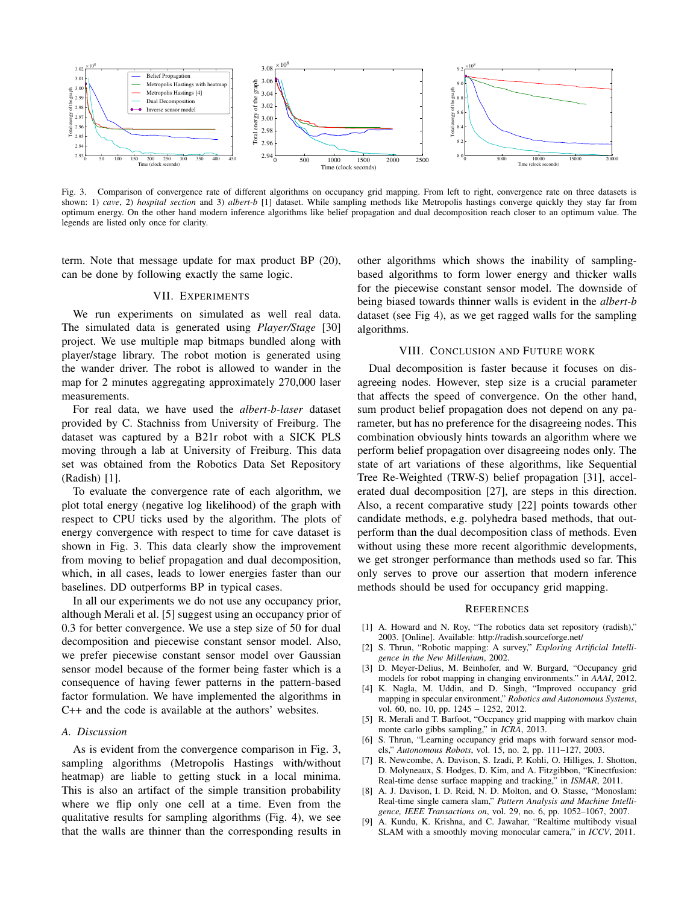Fig. 3. Comparison of convergence rate of different algorithms on occupancy grid mapping. From left to right, convergence rate on three datasets is shown: 1) *cave*, 2) *hospital section* and 3) *albert-b* [1] dataset. While sampling methods like Metropolis hastings converge quickly they stay far from optimum energy. On the other hand modern inference algorithms like belief propagation and dual decomposition reach closer to an optimum value. The legends are listed only once for clarity.

term. Note that message update for max product BP (20), can be done by following exactly the same logic.

## VII. Experiments

We run experiments on simulated as well real data. The simulated data is generated using *Player/Stage* [30] project. We use multiple map bitmaps bundled along with player/stage library. The robot motion is generated using the wander driver. The robot is allowed to wander in the map for 2 minutes aggregating approximately 270,000 laser measurements.

For real data, we have used the *albert-b-laser* dataset provided by C. Stachniss from University of Freiburg. The dataset was captured by a B21r robot with a SICK PLS moving through a lab at University of Freiburg. This data set was obtained from the Robotics Data Set Repository (Radish) [1].

To evaluate the convergence rate of each algorithm, we plot total energy (negative log likelihood) of the graph with respect to CPU ticks used by the algorithm. The plots of energy convergence with respect to time for cave dataset is shown in Fig. 3. This data clearly show the improvement from moving to belief propagation and dual decomposition, which, in all cases, leads to lower energies faster than our baselines. DD outperforms BP in typical cases.

In all our experiments we do not use any occupancy prior, although Merali et al. [5] suggest using an occupancy prior of 0.3 for better convergence. We use a step size of 50 for dual decomposition and piecewise constant sensor model. Also, we prefer piecewise constant sensor model over Gaussian sensor model because of the former being faster which is a consequence of having fewer patterns in the pattern-based factor formulation. We have implemented the algorithms in C++ and the code is available at the authors' websites.

### A. Discussion

As is evident from the convergence comparison in Fig. 3, sampling algorithms (Metropolis Hastings with/without heatmap) are liable to getting stuck in a local minima. This is also an artifact of the simple transition probability where we flip only one cell at a time. Even from the qualitative results for sampling algorithms (Fig. 4), we see that the walls are thinner than the corresponding results in other algorithms which shows the inability of sampling-based algorithms to form lower energy and thicker walls for the piecewise constant sensor model. The downside of being biased towards thinner walls is evident in the *albert-b* dataset (see Fig 4), as we get ragged walls for the sampling algorithms.

## VIII. Conclusion and Future work

Dual decomposition is faster because it focuses on disagreeing nodes. However, step size is a crucial parameter that affects the speed of convergence. On the other hand, sum product belief propagation does not depend on any parameter, but has no preference for the disagreeing nodes. This combination obviously hints towards an algorithm where we perform belief propagation over disagreeing nodes only. The state of art variations of these algorithms, like Sequential Tree Re-Weighted (TRW-S) belief propagation [31], accelerated dual decomposition [27], are steps in this direction. Also, a recent comparative study [22] points towards other candidate methods, e.g. polyhedra based methods, that outperform than the dual decomposition class of methods. Even without using these more recent algorithmic developments, we get stronger performance than methods used so far. This only serves to prove our assertion that modern inference methods should be used for occupancy grid mapping.

## References

[1] A. Howard and N. Roy, "The robotics data set repository (radish)," 2003. [Online]. Available: http://radish.sourceforge.net/

[2] S. Thrun, "Robotic mapping: A survey," *Exploring Artificial Intelligence in the New Millenium*, 2002.

[3] D. Meyer-Delius, M. Beinhofer, and W. Burgard, "Occupancy grid models for robot mapping in changing environments." in *AAAI*, 2012.

[4] K. Nagla, M. Uddin, and D. Singh, "Improved occupancy grid mapping in specular environment," *Robotics and Autonomous Systems*, vol. 60, no. 10, pp. 1245 – 1252, 2012.

[5] R. Merali and T. Barfoot, "Occpancy grid mapping with markov chain monte carlo gibbs sampling," in *ICRA*, 2013.

[6] S. Thrun, "Learning occupancy grid maps with forward sensor models," *Autonomous Robots*, vol. 15, no. 2, pp. 111–127, 2003.

[7] R. Newcombe, A. Davison, S. Izadi, P. Kohli, O. Hilliges, J. Shotton, D. Molyneaux, S. Hodges, D. Kim, and A. Fitzgibbon, "Kinectfusion: Real-time dense surface mapping and tracking," in *ISMAR*, 2011.

[8] A. J. Davison, I. D. Reid, N. D. Molton, and O. Stasse, "Monoslam: Real-time single camera slam," *Pattern Analysis and Machine Intelligence, IEEE Transactions on*, vol. 29, no. 6, pp. 1052–1067, 2007.

[9] A. Kundu, K. Krishna, and C. Jawahar, "Realtime multibody visual SLAM with a smoothly moving monocular camera," in *ICCV*, 2011.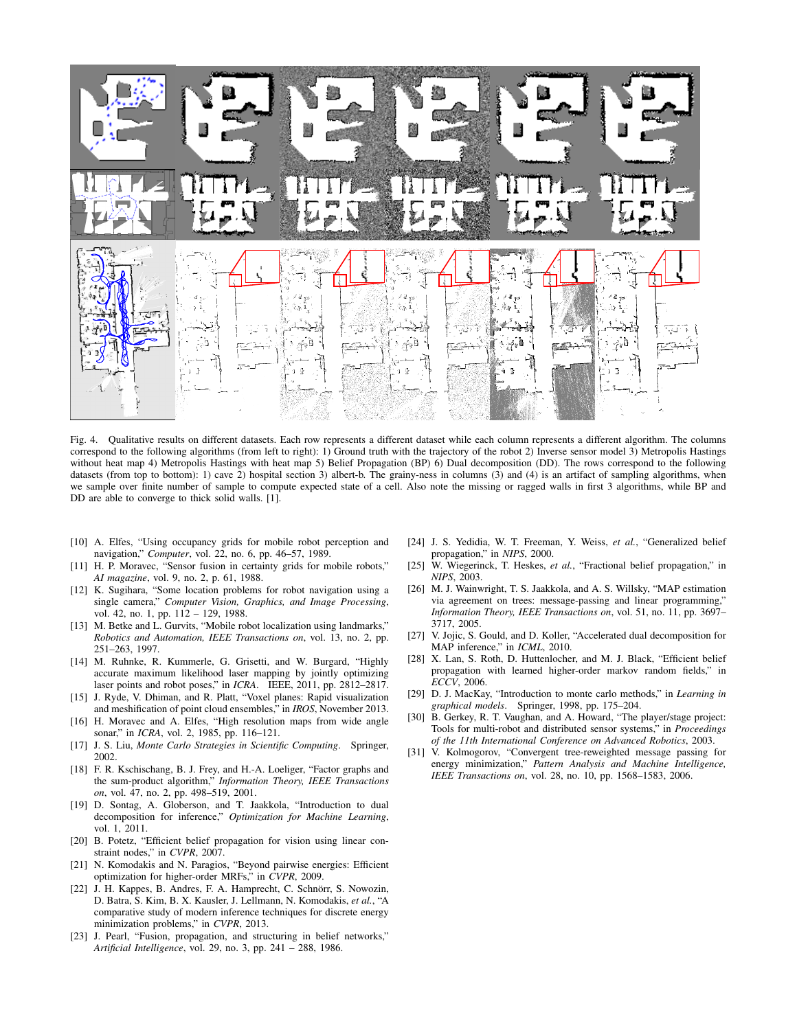Fig. 4. Qualitative results on different datasets. Each row represents a different dataset while each column represents a different algorithm. The columns correspond to the following algorithms (from left to right): 1) Ground truth with the trajectory of the robot 2) Inverse sensor model 3) Metropolis Hastings without heat map 4) Metropolis Hastings with heat map 5) Belief Propagation (BP) 6) Dual decomposition (DD). The rows correspond to the following datasets (from top to bottom): 1) cave 2) hospital section 3) albert-b. The grainy-ness in columns (3) and (4) is an artifact of sampling algorithms, when we sample over finite number of sample to compute expected state of a cell. Also note the missing or ragged walls in first 3 algorithms, while BP and DD are able to converge to thick solid walls. [1].

[10] A. Elfes, "Using occupancy grids for mobile robot perception and navigation," *Computer*, vol. 22, no. 6, pp. 46–57, 1989.

[11] H. P. Moravec, "Sensor fusion in certainty grids for mobile robots," *AI magazine*, vol. 9, no. 2, p. 61, 1988.

[12] K. Sugihara, "Some location problems for robot navigation using a single camera," *Computer Vision, Graphics, and Image Processing*, vol. 42, no. 1, pp. 112 – 129, 1988.

[13] M. Betke and L. Gurvits, "Mobile robot localization using landmarks," *Robotics and Automation, IEEE Transactions on*, vol. 13, no. 2, pp. 251–263, 1997.

[14] M. Ruhnke, R. Kummerle, G. Grisetti, and W. Burgard, "Highly accurate maximum likelihood laser mapping by jointly optimizing laser points and robot poses," in *ICRA*. IEEE, 2011, pp. 2812–2817.

[15] J. Ryde, V. Dhiman, and R. Platt, "Voxel planes: Rapid visualization and meshification of point cloud ensembles," in *IROS*, November 2013.

[16] H. Moravec and A. Elfes, "High resolution maps from wide angle sonar," in *ICRA*, vol. 2, 1985, pp. 116–121.

[17] J. S. Liu, *Monte Carlo Strategies in Scientific Computing*. Springer, 2002.

[18] F. R. Kschischang, B. J. Frey, and H.-A. Loeliger, "Factor graphs and the sum-product algorithm," *Information Theory, IEEE Transactions on*, vol. 47, no. 2, pp. 498–519, 2001.

[19] D. Sontag, A. Globerson, and T. Jaakkola, "Introduction to dual decomposition for inference," *Optimization for Machine Learning*, vol. 1, 2011.

[20] B. Potetz, "Efficient belief propagation for vision using linear constraint nodes," in *CVPR*, 2007.

[21] N. Komodakis and N. Paragios, "Beyond pairwise energies: Efficient optimization for higher-order MRFs," in *CVPR*, 2009.

[22] J. H. Kappes, B. Andres, F. A. Hamprecht, C. Schnörr, S. Nowozin, D. Batra, S. Kim, B. X. Kausler, J. Lellmann, N. Komodakis, *et al.*, "A comparative study of modern inference techniques for discrete energy minimization problems," in *CVPR*, 2013.

[23] J. Pearl, "Fusion, propagation, and structuring in belief networks," *Artificial Intelligence*, vol. 29, no. 3, pp. 241 – 288, 1986.

[24] J. S. Yedidia, W. T. Freeman, Y. Weiss, *et al.*, "Generalized belief propagation," in *NIPS*, 2000.

[25] W. Wiegerinck, T. Heskes, *et al.*, "Fractional belief propagation," in *NIPS*, 2003.

[26] M. J. Wainwright, T. S. Jaakkola, and A. S. Willsky, "MAP estimation via agreement on trees: message-passing and linear programming," *Information Theory, IEEE Transactions on*, vol. 51, no. 11, pp. 3697–3717, 2005.

[27] V. Jojic, S. Gould, and D. Koller, "Accelerated dual decomposition for MAP inference," in *ICML*, 2010.

[28] X. Lan, S. Roth, D. Huttenlocher, and M. J. Black, "Efficient belief propagation with learned higher-order markov random fields," in *ECCV*, 2006.

[29] D. J. MacKay, "Introduction to monte carlo methods," in *Learning in graphical models*. Springer, 1998, pp. 175–204.

[30] B. Gerkey, R. T. Vaughan, and A. Howard, "The player/stage project: Tools for multi-robot and distributed sensor systems," in *Proceedings of the 11th International Conference on Advanced Robotics*, 2003.

[31] V. Kolmogorov, "Convergent tree-reweighted message passing for energy minimization," *Pattern Analysis and Machine Intelligence, IEEE Transactions on*, vol. 28, no. 10, pp. 1568–1583, 2006.